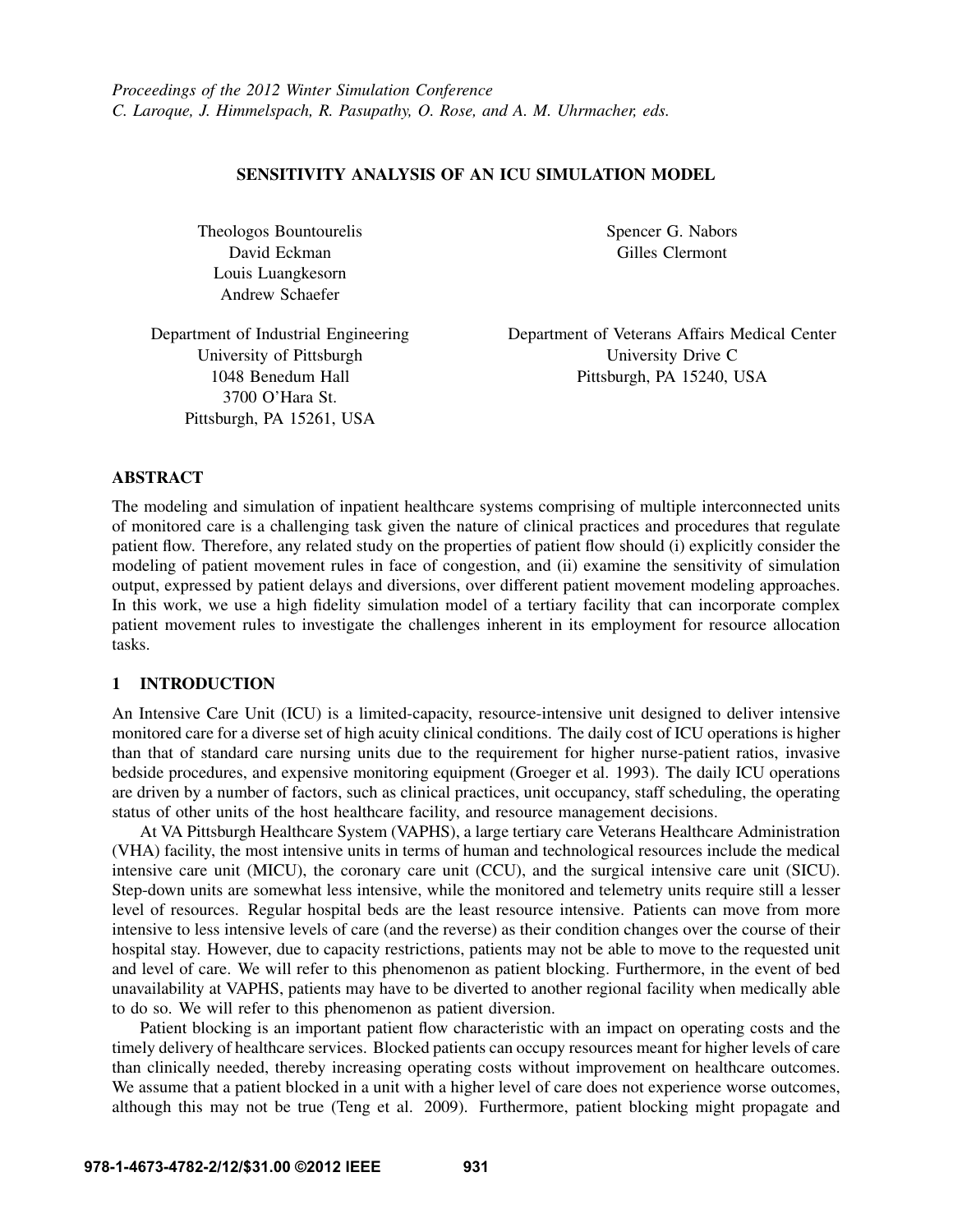*Proceedings of the 2012 Winter Simulation Conference*
*C. Laroque, J. Himmelspach, R. Pasupathy, O. Rose, and A. M. Uhrmacher, eds.*

# SENSITIVITY ANALYSIS OF AN ICU SIMULATION MODEL

Theologos Bountourelis
David Eckman
Louis Luangkesorn
Andrew Schaefer

Department of Industrial Engineering
University of Pittsburgh
1048 Benedum Hall
3700 O'Hara St.
Pittsburgh, PA 15261, USA

Spencer G. Nabors
Gilles Clermont

Department of Veterans Affairs Medical Center
University Drive C
Pittsburgh, PA 15240, USA

## ABSTRACT

The modeling and simulation of inpatient healthcare systems comprising of multiple interconnected units of monitored care is a challenging task given the nature of clinical practices and procedures that regulate patient flow. Therefore, any related study on the properties of patient flow should (i) explicitly consider the modeling of patient movement rules in face of congestion, and (ii) examine the sensitivity of simulation output, expressed by patient delays and diversions, over different patient movement modeling approaches. In this work, we use a high fidelity simulation model of a tertiary facility that can incorporate complex patient movement rules to investigate the challenges inherent in its employment for resource allocation tasks.

## 1 INTRODUCTION

An Intensive Care Unit (ICU) is a limited-capacity, resource-intensive unit designed to deliver intensive monitored care for a diverse set of high acuity clinical conditions. The daily cost of ICU operations is higher than that of standard care nursing units due to the requirement for higher nurse-patient ratios, invasive bedside procedures, and expensive monitoring equipment (Groeger et al. 1993). The daily ICU operations are driven by a number of factors, such as clinical practices, unit occupancy, staff scheduling, the operating status of other units of the host healthcare facility, and resource management decisions.

At VA Pittsburgh Healthcare System (VAPHS), a large tertiary care Veterans Healthcare Administration (VHA) facility, the most intensive units in terms of human and technological resources include the medical intensive care unit (MICU), the coronary care unit (CCU), and the surgical intensive care unit (SICU). Step-down units are somewhat less intensive, while the monitored and telemetry units require still a lesser level of resources. Regular hospital beds are the least resource intensive. Patients can move from more intensive to less intensive levels of care (and the reverse) as their condition changes over the course of their hospital stay. However, due to capacity restrictions, patients may not be able to move to the requested unit and level of care. We will refer to this phenomenon as patient blocking. Furthermore, in the event of bed unavailability at VAPHS, patients may have to be diverted to another regional facility when medically able to do so. We will refer to this phenomenon as patient diversion.

Patient blocking is an important patient flow characteristic with an impact on operating costs and the timely delivery of healthcare services. Blocked patients can occupy resources meant for higher levels of care than clinically needed, thereby increasing operating costs without improvement on healthcare outcomes. We assume that a patient blocked in a unit with a higher level of care does not experience worse outcomes, although this may not be true (Teng et al. 2009). Furthermore, patient blocking might propagate and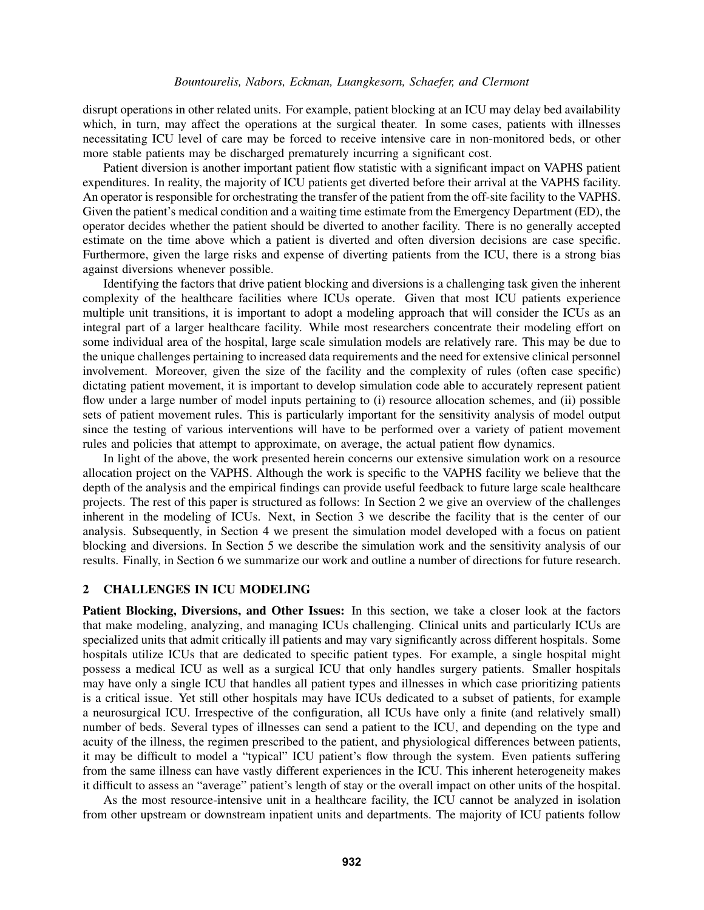disrupt operations in other related units. For example, patient blocking at an ICU may delay bed availability which, in turn, may affect the operations at the surgical theater. In some cases, patients with illnesses necessitating ICU level of care may be forced to receive intensive care in non-monitored beds, or other more stable patients may be discharged prematurely incurring a significant cost.

Patient diversion is another important patient flow statistic with a significant impact on VAPHS patient expenditures. In reality, the majority of ICU patients get diverted before their arrival at the VAPHS facility. An operator is responsible for orchestrating the transfer of the patient from the off-site facility to the VAPHS. Given the patient's medical condition and a waiting time estimate from the Emergency Department (ED), the operator decides whether the patient should be diverted to another facility. There is no generally accepted estimate on the time above which a patient is diverted and often diversion decisions are case specific. Furthermore, given the large risks and expense of diverting patients from the ICU, there is a strong bias against diversions whenever possible.

Identifying the factors that drive patient blocking and diversions is a challenging task given the inherent complexity of the healthcare facilities where ICUs operate. Given that most ICU patients experience multiple unit transitions, it is important to adopt a modeling approach that will consider the ICUs as an integral part of a larger healthcare facility. While most researchers concentrate their modeling effort on some individual area of the hospital, large scale simulation models are relatively rare. This may be due to the unique challenges pertaining to increased data requirements and the need for extensive clinical personnel involvement. Moreover, given the size of the facility and the complexity of rules (often case specific) dictating patient movement, it is important to develop simulation code able to accurately represent patient flow under a large number of model inputs pertaining to (i) resource allocation schemes, and (ii) possible sets of patient movement rules. This is particularly important for the sensitivity analysis of model output since the testing of various interventions will have to be performed over a variety of patient movement rules and policies that attempt to approximate, on average, the actual patient flow dynamics.

In light of the above, the work presented herein concerns our extensive simulation work on a resource allocation project on the VAPHS. Although the work is specific to the VAPHS facility we believe that the depth of the analysis and the empirical findings can provide useful feedback to future large scale healthcare projects. The rest of this paper is structured as follows: In Section 2 we give an overview of the challenges inherent in the modeling of ICUs. Next, in Section 3 we describe the facility that is the center of our analysis. Subsequently, in Section 4 we present the simulation model developed with a focus on patient blocking and diversions. In Section 5 we describe the simulation work and the sensitivity analysis of our results. Finally, in Section 6 we summarize our work and outline a number of directions for future research.

## 2 CHALLENGES IN ICU MODELING

**Patient Blocking, Diversions, and Other Issues:** In this section, we take a closer look at the factors that make modeling, analyzing, and managing ICUs challenging. Clinical units and particularly ICUs are specialized units that admit critically ill patients and may vary significantly across different hospitals. Some hospitals utilize ICUs that are dedicated to specific patient types. For example, a single hospital might possess a medical ICU as well as a surgical ICU that only handles surgery patients. Smaller hospitals may have only a single ICU that handles all patient types and illnesses in which case prioritizing patients is a critical issue. Yet still other hospitals may have ICUs dedicated to a subset of patients, for example a neurosurgical ICU. Irrespective of the configuration, all ICUs have only a finite (and relatively small) number of beds. Several types of illnesses can send a patient to the ICU, and depending on the type and acuity of the illness, the regimen prescribed to the patient, and physiological differences between patients, it may be difficult to model a "typical" ICU patient's flow through the system. Even patients suffering from the same illness can have vastly different experiences in the ICU. This inherent heterogeneity makes it difficult to assess an "average" patient's length of stay or the overall impact on other units of the hospital.

As the most resource-intensive unit in a healthcare facility, the ICU cannot be analyzed in isolation from other upstream or downstream inpatient units and departments. The majority of ICU patients follow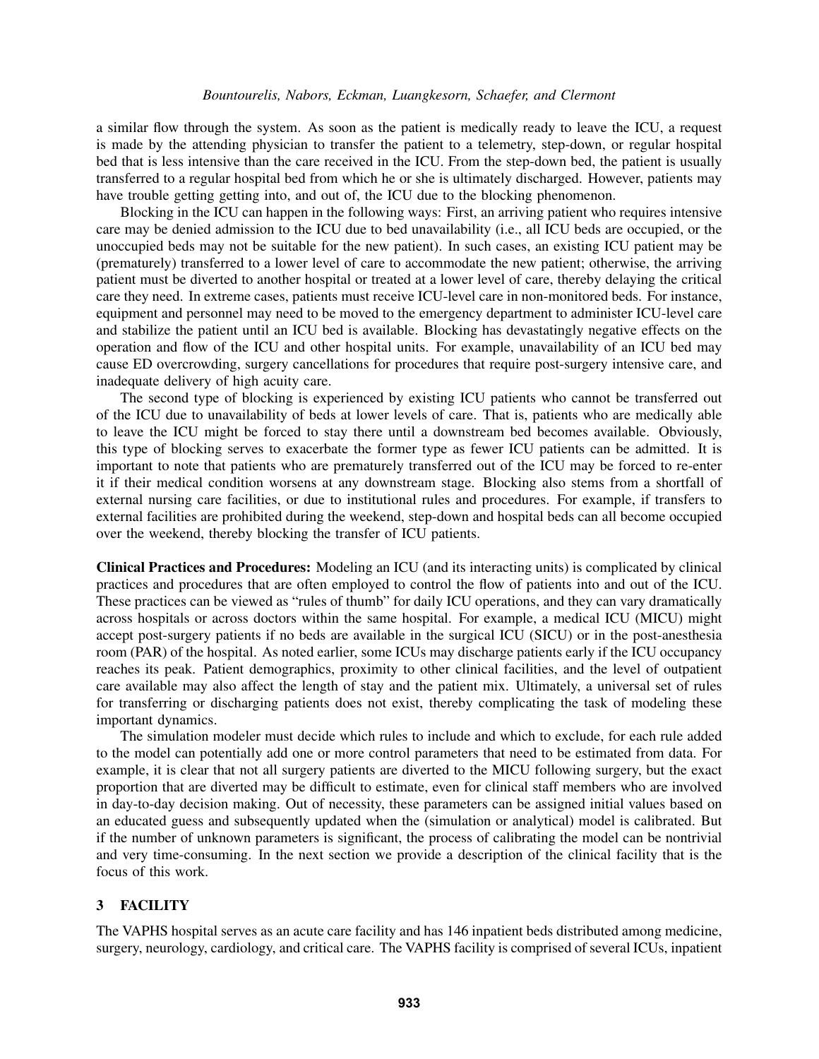a similar flow through the system. As soon as the patient is medically ready to leave the ICU, a request is made by the attending physician to transfer the patient to a telemetry, step-down, or regular hospital bed that is less intensive than the care received in the ICU. From the step-down bed, the patient is usually transferred to a regular hospital bed from which he or she is ultimately discharged. However, patients may have trouble getting getting into, and out of, the ICU due to the blocking phenomenon.

Blocking in the ICU can happen in the following ways: First, an arriving patient who requires intensive care may be denied admission to the ICU due to bed unavailability (i.e., all ICU beds are occupied, or the unoccupied beds may not be suitable for the new patient). In such cases, an existing ICU patient may be (prematurely) transferred to a lower level of care to accommodate the new patient; otherwise, the arriving patient must be diverted to another hospital or treated at a lower level of care, thereby delaying the critical care they need. In extreme cases, patients must receive ICU-level care in non-monitored beds. For instance, equipment and personnel may need to be moved to the emergency department to administer ICU-level care and stabilize the patient until an ICU bed is available. Blocking has devastatingly negative effects on the operation and flow of the ICU and other hospital units. For example, unavailability of an ICU bed may cause ED overcrowding, surgery cancellations for procedures that require post-surgery intensive care, and inadequate delivery of high acuity care.

The second type of blocking is experienced by existing ICU patients who cannot be transferred out of the ICU due to unavailability of beds at lower levels of care. That is, patients who are medically able to leave the ICU might be forced to stay there until a downstream bed becomes available. Obviously, this type of blocking serves to exacerbate the former type as fewer ICU patients can be admitted. It is important to note that patients who are prematurely transferred out of the ICU may be forced to re-enter it if their medical condition worsens at any downstream stage. Blocking also stems from a shortfall of external nursing care facilities, or due to institutional rules and procedures. For example, if transfers to external facilities are prohibited during the weekend, step-down and hospital beds can all become occupied over the weekend, thereby blocking the transfer of ICU patients.

**Clinical Practices and Procedures:** Modeling an ICU (and its interacting units) is complicated by clinical practices and procedures that are often employed to control the flow of patients into and out of the ICU. These practices can be viewed as "rules of thumb" for daily ICU operations, and they can vary dramatically across hospitals or across doctors within the same hospital. For example, a medical ICU (MICU) might accept post-surgery patients if no beds are available in the surgical ICU (SICU) or in the post-anesthesia room (PAR) of the hospital. As noted earlier, some ICUs may discharge patients early if the ICU occupancy reaches its peak. Patient demographics, proximity to other clinical facilities, and the level of outpatient care available may also affect the length of stay and the patient mix. Ultimately, a universal set of rules for transferring or discharging patients does not exist, thereby complicating the task of modeling these important dynamics.

The simulation modeler must decide which rules to include and which to exclude, for each rule added to the model can potentially add one or more control parameters that need to be estimated from data. For example, it is clear that not all surgery patients are diverted to the MICU following surgery, but the exact proportion that are diverted may be difficult to estimate, even for clinical staff members who are involved in day-to-day decision making. Out of necessity, these parameters can be assigned initial values based on an educated guess and subsequently updated when the (simulation or analytical) model is calibrated. But if the number of unknown parameters is significant, the process of calibrating the model can be nontrivial and very time-consuming. In the next section we provide a description of the clinical facility that is the focus of this work.

## 3 FACILITY

The VAPHS hospital serves as an acute care facility and has 146 inpatient beds distributed among medicine, surgery, neurology, cardiology, and critical care. The VAPHS facility is comprised of several ICUs, inpatient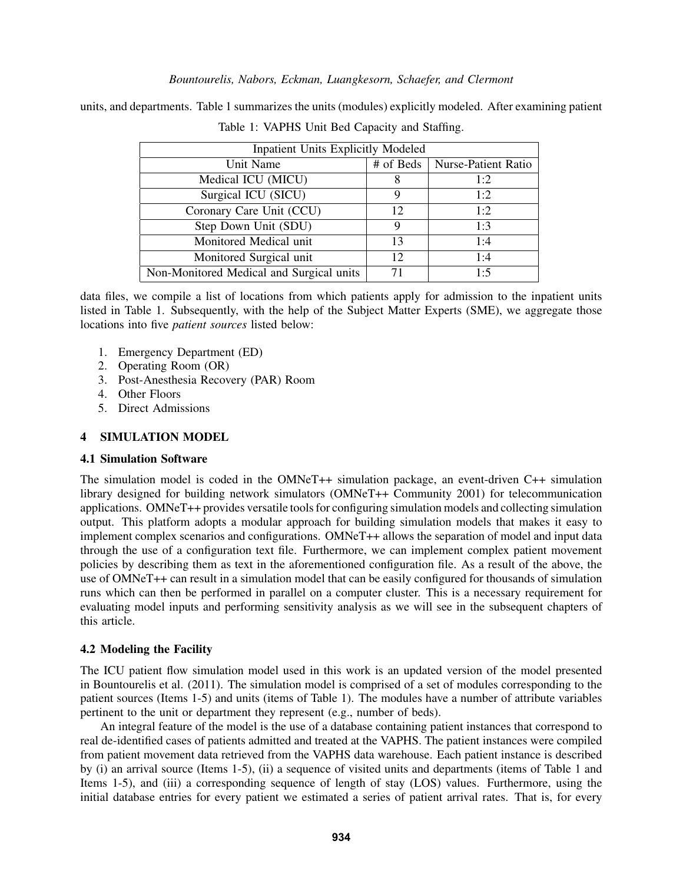units, and departments. Table 1 summarizes the units (modules) explicitly modeled. After examining patient

Table 1: VAPHS Unit Bed Capacity and Staffing.

| Inpatient Units Explicitly Modeled | | |
|---|---|---|
| Unit Name | # of Beds | Nurse-Patient Ratio |
| Medical ICU (MICU) | 8 | 1:2 |
| Surgical ICU (SICU) | 9 | 1:2 |
| Coronary Care Unit (CCU) | 12 | 1:2 |
| Step Down Unit (SDU) | 9 | 1:3 |
| Monitored Medical unit | 13 | 1:4 |
| Monitored Surgical unit | 12 | 1:4 |
| Non-Monitored Medical and Surgical units | 71 | 1:5 |

data files, we compile a list of locations from which patients apply for admission to the inpatient units listed in Table 1. Subsequently, with the help of the Subject Matter Experts (SME), we aggregate those locations into five *patient sources* listed below:

1. Emergency Department (ED)
2. Operating Room (OR)
3. Post-Anesthesia Recovery (PAR) Room
4. Other Floors
5. Direct Admissions

## 4 SIMULATION MODEL

### 4.1 Simulation Software

The simulation model is coded in the OMNeT++ simulation package, an event-driven C++ simulation library designed for building network simulators (OMNeT++ Community 2001) for telecommunication applications. OMNeT++ provides versatile tools for configuring simulation models and collecting simulation output. This platform adopts a modular approach for building simulation models that makes it easy to implement complex scenarios and configurations. OMNeT++ allows the separation of model and input data through the use of a configuration text file. Furthermore, we can implement complex patient movement policies by describing them as text in the aforementioned configuration file. As a result of the above, the use of OMNeT++ can result in a simulation model that can be easily configured for thousands of simulation runs which can then be performed in parallel on a computer cluster. This is a necessary requirement for evaluating model inputs and performing sensitivity analysis as we will see in the subsequent chapters of this article.

### 4.2 Modeling the Facility

The ICU patient flow simulation model used in this work is an updated version of the model presented in Bountourelis et al. (2011). The simulation model is comprised of a set of modules corresponding to the patient sources (Items 1-5) and units (items of Table 1). The modules have a number of attribute variables pertinent to the unit or department they represent (e.g., number of beds).

An integral feature of the model is the use of a database containing patient instances that correspond to real de-identified cases of patients admitted and treated at the VAPHS. The patient instances were compiled from patient movement data retrieved from the VAPHS data warehouse. Each patient instance is described by (i) an arrival source (Items 1-5), (ii) a sequence of visited units and departments (items of Table 1 and Items 1-5), and (iii) a corresponding sequence of length of stay (LOS) values. Furthermore, using the initial database entries for every patient we estimated a series of patient arrival rates. That is, for every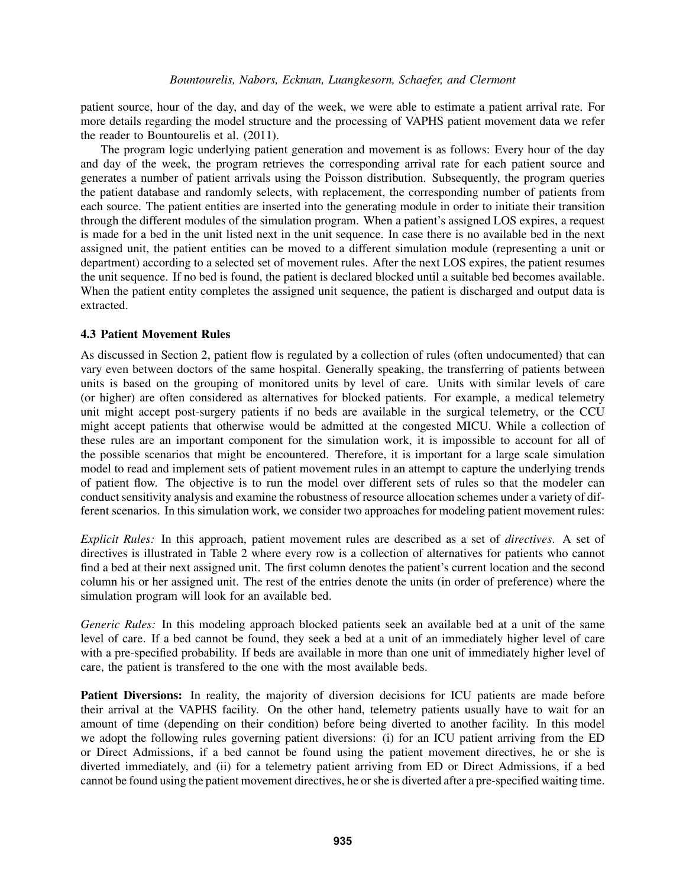patient source, hour of the day, and day of the week, we were able to estimate a patient arrival rate. For more details regarding the model structure and the processing of VAPHS patient movement data we refer the reader to Bountourelis et al. (2011).

The program logic underlying patient generation and movement is as follows: Every hour of the day and day of the week, the program retrieves the corresponding arrival rate for each patient source and generates a number of patient arrivals using the Poisson distribution. Subsequently, the program queries the patient database and randomly selects, with replacement, the corresponding number of patients from each source. The patient entities are inserted into the generating module in order to initiate their transition through the different modules of the simulation program. When a patient's assigned LOS expires, a request is made for a bed in the unit listed next in the unit sequence. In case there is no available bed in the next assigned unit, the patient entities can be moved to a different simulation module (representing a unit or department) according to a selected set of movement rules. After the next LOS expires, the patient resumes the unit sequence. If no bed is found, the patient is declared blocked until a suitable bed becomes available. When the patient entity completes the assigned unit sequence, the patient is discharged and output data is extracted.

### 4.3 Patient Movement Rules

As discussed in Section 2, patient flow is regulated by a collection of rules (often undocumented) that can vary even between doctors of the same hospital. Generally speaking, the transferring of patients between units is based on the grouping of monitored units by level of care. Units with similar levels of care (or higher) are often considered as alternatives for blocked patients. For example, a medical telemetry unit might accept post-surgery patients if no beds are available in the surgical telemetry, or the CCU might accept patients that otherwise would be admitted at the congested MICU. While a collection of these rules are an important component for the simulation work, it is impossible to account for all of the possible scenarios that might be encountered. Therefore, it is important for a large scale simulation model to read and implement sets of patient movement rules in an attempt to capture the underlying trends of patient flow. The objective is to run the model over different sets of rules so that the modeler can conduct sensitivity analysis and examine the robustness of resource allocation schemes under a variety of different scenarios. In this simulation work, we consider two approaches for modeling patient movement rules:

*Explicit Rules:* In this approach, patient movement rules are described as a set of *directives*. A set of directives is illustrated in Table 2 where every row is a collection of alternatives for patients who cannot find a bed at their next assigned unit. The first column denotes the patient's current location and the second column his or her assigned unit. The rest of the entries denote the units (in order of preference) where the simulation program will look for an available bed.

*Generic Rules:* In this modeling approach blocked patients seek an available bed at a unit of the same level of care. If a bed cannot be found, they seek a bed at a unit of an immediately higher level of care with a pre-specified probability. If beds are available in more than one unit of immediately higher level of care, the patient is transfered to the one with the most available beds.

**Patient Diversions:** In reality, the majority of diversion decisions for ICU patients are made before their arrival at the VAPHS facility. On the other hand, telemetry patients usually have to wait for an amount of time (depending on their condition) before being diverted to another facility. In this model we adopt the following rules governing patient diversions: (i) for an ICU patient arriving from the ED or Direct Admissions, if a bed cannot be found using the patient movement directives, he or she is diverted immediately, and (ii) for a telemetry patient arriving from ED or Direct Admissions, if a bed cannot be found using the patient movement directives, he or she is diverted after a pre-specified waiting time.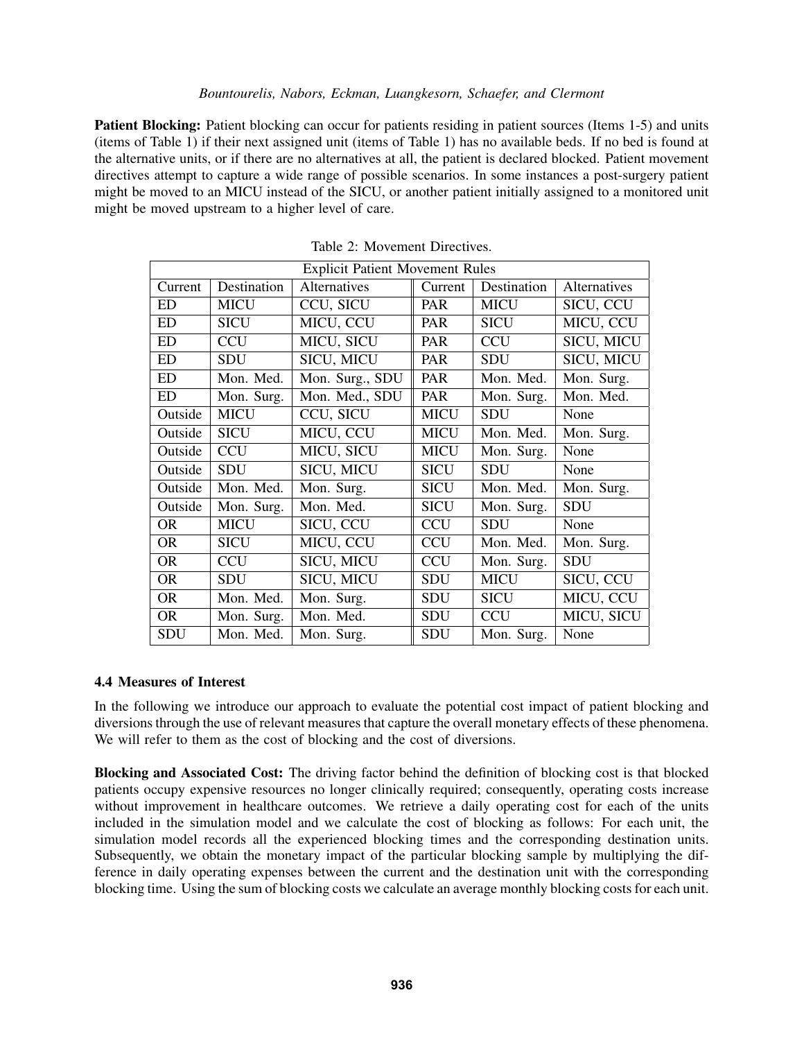**Patient Blocking:** Patient blocking can occur for patients residing in patient sources (Items 1-5) and units (items of Table 1) if their next assigned unit (items of Table 1) has no available beds. If no bed is found at the alternative units, or if there are no alternatives at all, the patient is declared blocked. Patient movement directives attempt to capture a wide range of possible scenarios. In some instances a post-surgery patient might be moved to an MICU instead of the SICU, or another patient initially assigned to a monitored unit might be moved upstream to a higher level of care.

Table 2: Movement Directives.

| Explicit Patient Movement Rules | | | | | |
|---|---|---|---|---|---|
| Current | Destination | Alternatives | Current | Destination | Alternatives |
| ED | MICU | CCU, SICU | PAR | MICU | SICU, CCU |
| ED | SICU | MICU, CCU | PAR | SICU | MICU, CCU |
| ED | CCU | MICU, SICU | PAR | CCU | SICU, MICU |
| ED | SDU | SICU, MICU | PAR | SDU | SICU, MICU |
| ED | Mon. Med. | Mon. Surg., SDU | PAR | Mon. Med. | Mon. Surg. |
| ED | Mon. Surg. | Mon. Med., SDU | PAR | Mon. Surg. | Mon. Med. |
| Outside | MICU | CCU, SICU | MICU | SDU | None |
| Outside | SICU | MICU, CCU | MICU | Mon. Med. | Mon. Surg. |
| Outside | CCU | MICU, SICU | MICU | Mon. Surg. | None |
| Outside | SDU | SICU, MICU | SICU | SDU | None |
| Outside | Mon. Med. | Mon. Surg. | SICU | Mon. Med. | Mon. Surg. |
| Outside | Mon. Surg. | Mon. Med. | SICU | Mon. Surg. | SDU |
| OR | MICU | SICU, CCU | CCU | SDU | None |
| OR | SICU | MICU, CCU | CCU | Mon. Med. | Mon. Surg. |
| OR | CCU | SICU, MICU | CCU | Mon. Surg. | SDU |
| OR | SDU | SICU, MICU | SDU | MICU | SICU, CCU |
| OR | Mon. Med. | Mon. Surg | SDU | SICU | MICU, CCU |
| OR | Mon. Surg. | Mon. Med. | SDU | CCU | MICU, SICU |
| SDU | Mon. Med. | Mon. Surg. | SDU | Mon. Surg. | None |

### 4.4 Measures of Interest

In the following we introduce our approach to evaluate the potential cost impact of patient blocking and diversions through the use of relevant measures that capture the overall monetary effects of these phenomena. We will refer to them as the cost of blocking and the cost of diversions.

**Blocking and Associated Cost:** The driving factor behind the definition of blocking cost is that blocked patients occupy expensive resources no longer clinically required; consequently, operating costs increase without improvement in healthcare outcomes. We retrieve a daily operating cost for each of the units included in the simulation model and we calculate the cost of blocking as follows: For each unit, the simulation model records all the experienced blocking times and the corresponding destination units. Subsequently, we obtain the monetary impact of the particular blocking sample by multiplying the difference in daily operating expenses between the current and the destination unit with the corresponding blocking time. Using the sum of blocking costs we calculate an average monthly blocking costs for each unit.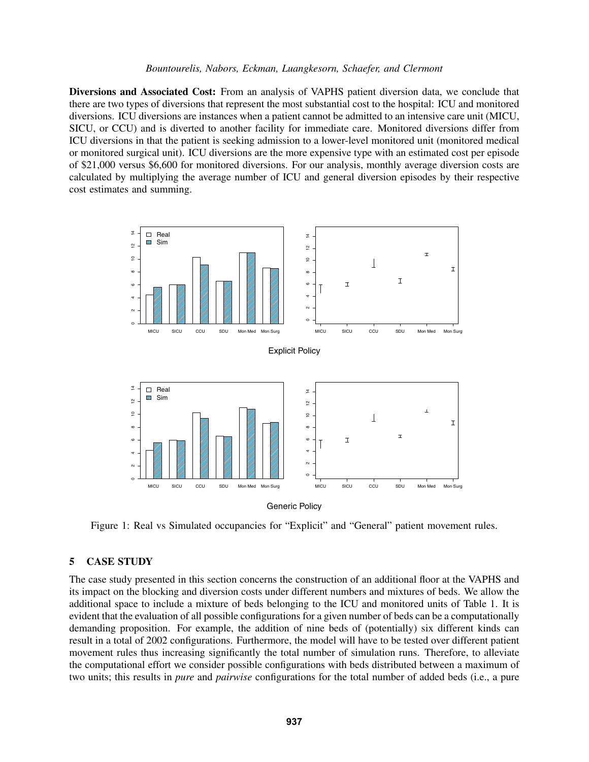**Diversions and Associated Cost:** From an analysis of VAPHS patient diversion data, we conclude that there are two types of diversions that represent the most substantial cost to the hospital: ICU and monitored diversions. ICU diversions are instances when a patient cannot be admitted to an intensive care unit (MICU, SICU, or CCU) and is diverted to another facility for immediate care. Monitored diversions differ from ICU diversions in that the patient is seeking admission to a lower-level monitored unit (monitored medical or monitored surgical unit). ICU diversions are the more expensive type with an estimated cost per episode of \$21,000 versus \$6,600 for monitored diversions. For our analysis, monthly average diversion costs are calculated by multiplying the average number of ICU and general diversion episodes by their respective cost estimates and summing.

Explicit Policy

Generic Policy

Figure 1: Real vs Simulated occupancies for "Explicit" and "General" patient movement rules.

## 5 CASE STUDY

The case study presented in this section concerns the construction of an additional floor at the VAPHS and its impact on the blocking and diversion costs under different numbers and mixtures of beds. We allow the additional space to include a mixture of beds belonging to the ICU and monitored units of Table 1. It is evident that the evaluation of all possible configurations for a given number of beds can be a computationally demanding proposition. For example, the addition of nine beds of (potentially) six different kinds can result in a total of 2002 configurations. Furthermore, the model will have to be tested over different patient movement rules thus increasing significantly the total number of simulation runs. Therefore, to alleviate the computational effort we consider possible configurations with beds distributed between a maximum of two units; this results in *pure* and *pairwise* configurations for the total number of added beds (i.e., a pure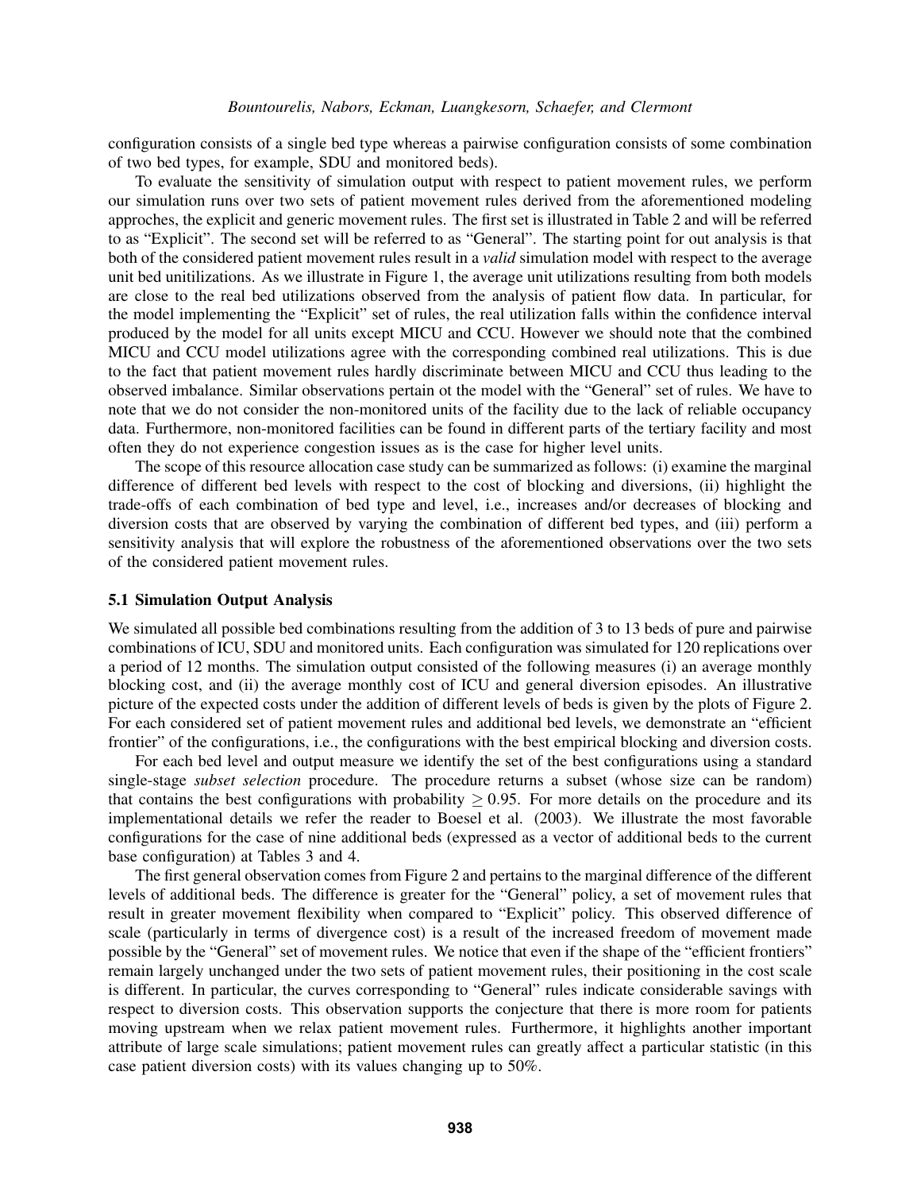configuration consists of a single bed type whereas a pairwise configuration consists of some combination of two bed types, for example, SDU and monitored beds).

To evaluate the sensitivity of simulation output with respect to patient movement rules, we perform our simulation runs over two sets of patient movement rules derived from the aforementioned modeling approches, the explicit and generic movement rules. The first set is illustrated in Table 2 and will be referred to as "Explicit". The second set will be referred to as "General". The starting point for out analysis is that both of the considered patient movement rules result in a *valid* simulation model with respect to the average unit bed unitilizations. As we illustrate in Figure 1, the average unit utilizations resulting from both models are close to the real bed utilizations observed from the analysis of patient flow data. In particular, for the model implementing the "Explicit" set of rules, the real utilization falls within the confidence interval produced by the model for all units except MICU and CCU. However we should note that the combined MICU and CCU model utilizations agree with the corresponding combined real utilizations. This is due to the fact that patient movement rules hardly discriminate between MICU and CCU thus leading to the observed imbalance. Similar observations pertain ot the model with the "General" set of rules. We have to note that we do not consider the non-monitored units of the facility due to the lack of reliable occupancy data. Furthermore, non-monitored facilities can be found in different parts of the tertiary facility and most often they do not experience congestion issues as is the case for higher level units.

The scope of this resource allocation case study can be summarized as follows: (i) examine the marginal difference of different bed levels with respect to the cost of blocking and diversions, (ii) highlight the trade-offs of each combination of bed type and level, i.e., increases and/or decreases of blocking and diversion costs that are observed by varying the combination of different bed types, and (iii) perform a sensitivity analysis that will explore the robustness of the aforementioned observations over the two sets of the considered patient movement rules.

### 5.1 Simulation Output Analysis

We simulated all possible bed combinations resulting from the addition of 3 to 13 beds of pure and pairwise combinations of ICU, SDU and monitored units. Each configuration was simulated for 120 replications over a period of 12 months. The simulation output consisted of the following measures (i) an average monthly blocking cost, and (ii) the average monthly cost of ICU and general diversion episodes. An illustrative picture of the expected costs under the addition of different levels of beds is given by the plots of Figure 2. For each considered set of patient movement rules and additional bed levels, we demonstrate an "efficient frontier" of the configurations, i.e., the configurations with the best empirical blocking and diversion costs.

For each bed level and output measure we identify the set of the best configurations using a standard single-stage *subset selection* procedure. The procedure returns a subset (whose size can be random) that contains the best configurations with probability $\geq 0.95$. For more details on the procedure and its implementational details we refer the reader to Boesel et al. (2003). We illustrate the most favorable configurations for the case of nine additional beds (expressed as a vector of additional beds to the current base configuration) at Tables 3 and 4.

The first general observation comes from Figure 2 and pertains to the marginal difference of the different levels of additional beds. The difference is greater for the "General" policy, a set of movement rules that result in greater movement flexibility when compared to "Explicit" policy. This observed difference of scale (particularly in terms of divergence cost) is a result of the increased freedom of movement made possible by the "General" set of movement rules. We notice that even if the shape of the "efficient frontiers" remain largely unchanged under the two sets of patient movement rules, their positioning in the cost scale is different. In particular, the curves corresponding to "General" rules indicate considerable savings with respect to diversion costs. This observation supports the conjecture that there is more room for patients moving upstream when we relax patient movement rules. Furthermore, it highlights another important attribute of large scale simulations; patient movement rules can greatly affect a particular statistic (in this case patient diversion costs) with its values changing up to 50%.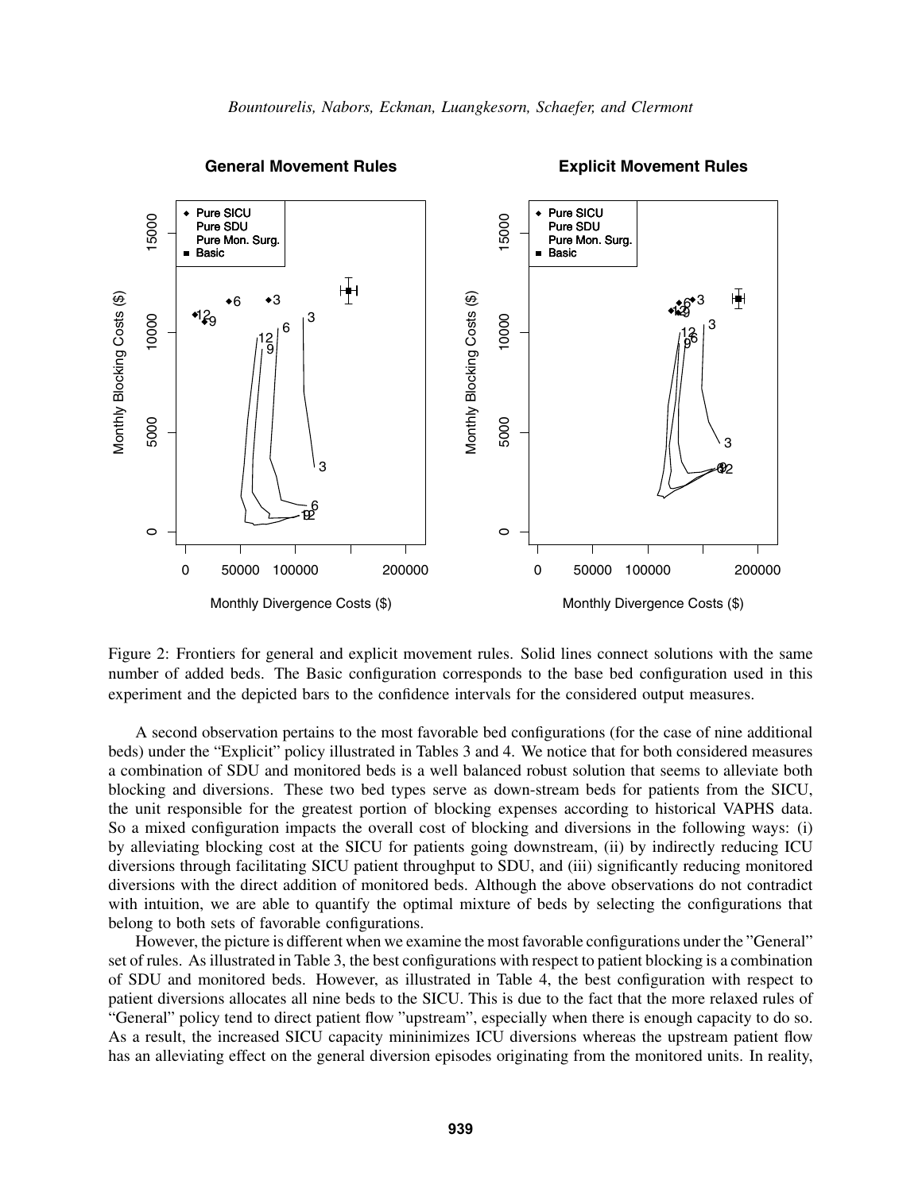Figure 2: Frontiers for general and explicit movement rules. Solid lines connect solutions with the same number of added beds. The Basic configuration corresponds to the base bed configuration used in this experiment and the depicted bars to the confidence intervals for the considered output measures.

A second observation pertains to the most favorable bed configurations (for the case of nine additional beds) under the "Explicit" policy illustrated in Tables 3 and 4. We notice that for both considered measures a combination of SDU and monitored beds is a well balanced robust solution that seems to alleviate both blocking and diversions. These two bed types serve as down-stream beds for patients from the SICU, the unit responsible for the greatest portion of blocking expenses according to historical VAPHS data. So a mixed configuration impacts the overall cost of blocking and diversions in the following ways: (i) by alleviating blocking cost at the SICU for patients going downstream, (ii) by indirectly reducing ICU diversions through facilitating SICU patient throughput to SDU, and (iii) significantly reducing monitored diversions with the direct addition of monitored beds. Although the above observations do not contradict with intuition, we are able to quantify the optimal mixture of beds by selecting the configurations that belong to both sets of favorable configurations.

However, the picture is different when we examine the most favorable configurations under the "General" set of rules. As illustrated in Table 3, the best configurations with respect to patient blocking is a combination of SDU and monitored beds. However, as illustrated in Table 4, the best configuration with respect to patient diversions allocates all nine beds to the SICU. This is due to the fact that the more relaxed rules of "General" policy tend to direct patient flow "upstream", especially when there is enough capacity to do so. As a result, the increased SICU capacity mininimizes ICU diversions whereas the upstream patient flow has an alleviating effect on the general diversion episodes originating from the monitored units. In reality,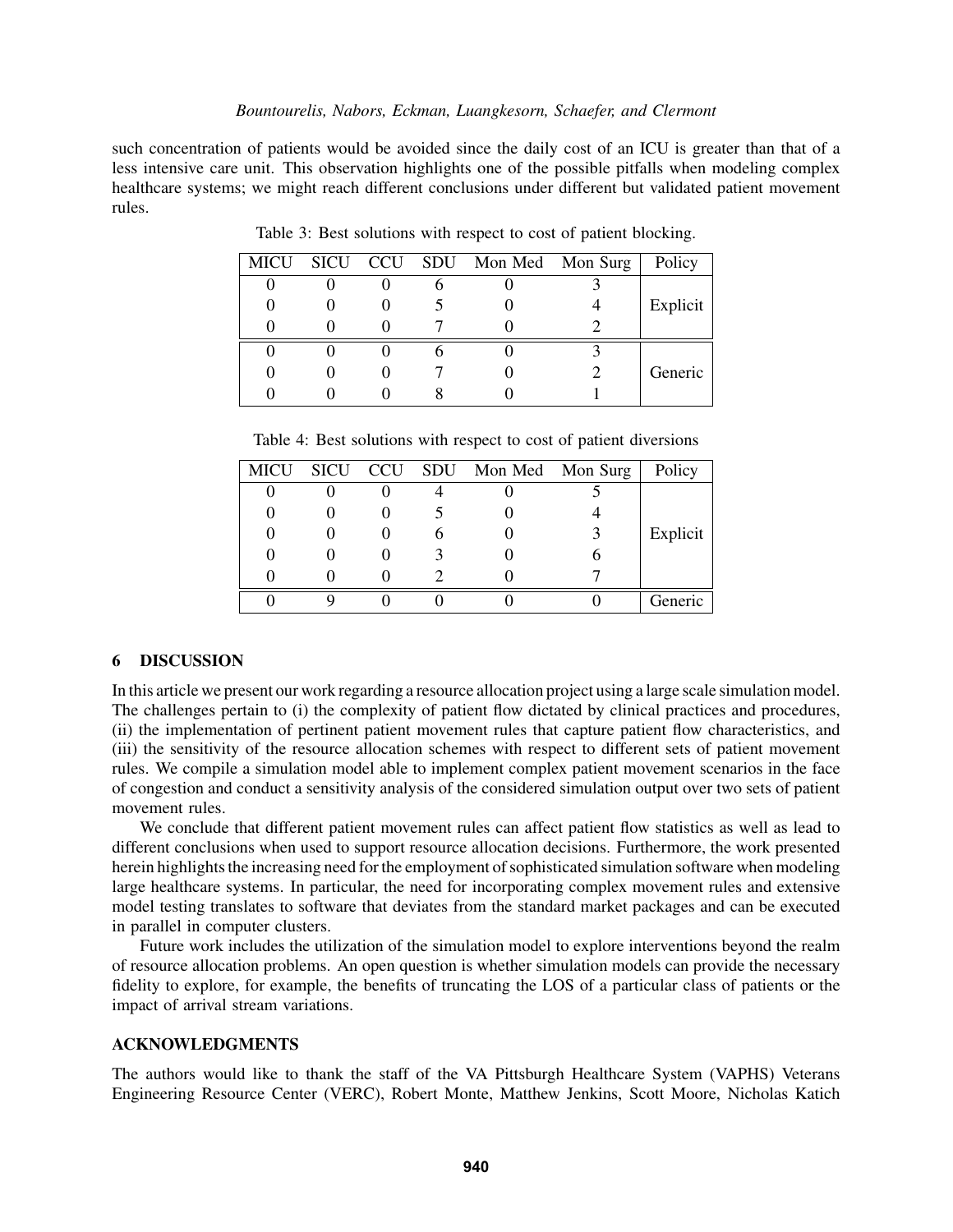such concentration of patients would be avoided since the daily cost of an ICU is greater than that of a less intensive care unit. This observation highlights one of the possible pitfalls when modeling complex healthcare systems; we might reach different conclusions under different but validated patient movement rules.

Table 3: Best solutions with respect to cost of patient blocking.

| MICU | SICU | CCU | SDU | Mon Med | Mon Surg | Policy |
|---|---|---|---|---|---|---|
| 0 | 0 | 0 | 6 | 0 | 3 | Explicit |
| 0 | 0 | 0 | 5 | 0 | 4 | |
| 0 | 0 | 0 | 7 | 0 | 2 | |
| 0 | 0 | 0 | 6 | 0 | 3 | Generic |
| 0 | 0 | 0 | 7 | 0 | 2 | |
| 0 | 0 | 0 | 8 | 0 | 1 | |

Table 4: Best solutions with respect to cost of patient diversions

| MICU | SICU | CCU | SDU | Mon Med | Mon Surg | Policy |
|---|---|---|---|---|---|---|
| 0 | 0 | 0 | 4 | 0 | 5 | Explicit |
| 0 | 0 | 0 | 5 | 0 | 4 | |
| 0 | 0 | 0 | 6 | 0 | 3 | |
| 0 | 0 | 0 | 3 | 0 | 6 | |
| 0 | 0 | 0 | 2 | 0 | 7 | |
| 0 | 9 | 0 | 0 | 0 | 0 | Generic |

## 6 DISCUSSION

In this article we present our work regarding a resource allocation project using a large scale simulation model. The challenges pertain to (i) the complexity of patient flow dictated by clinical practices and procedures, (ii) the implementation of pertinent patient movement rules that capture patient flow characteristics, and (iii) the sensitivity of the resource allocation schemes with respect to different sets of patient movement rules. We compile a simulation model able to implement complex patient movement scenarios in the face of congestion and conduct a sensitivity analysis of the considered simulation output over two sets of patient movement rules.

We conclude that different patient movement rules can affect patient flow statistics as well as lead to different conclusions when used to support resource allocation decisions. Furthermore, the work presented herein highlights the increasing need for the employment of sophisticated simulation software when modeling large healthcare systems. In particular, the need for incorporating complex movement rules and extensive model testing translates to software that deviates from the standard market packages and can be executed in parallel in computer clusters.

Future work includes the utilization of the simulation model to explore interventions beyond the realm of resource allocation problems. An open question is whether simulation models can provide the necessary fidelity to explore, for example, the benefits of truncating the LOS of a particular class of patients or the impact of arrival stream variations.

## ACKNOWLEDGMENTS

The authors would like to thank the staff of the VA Pittsburgh Healthcare System (VAPHS) Veterans Engineering Resource Center (VERC), Robert Monte, Matthew Jenkins, Scott Moore, Nicholas Katich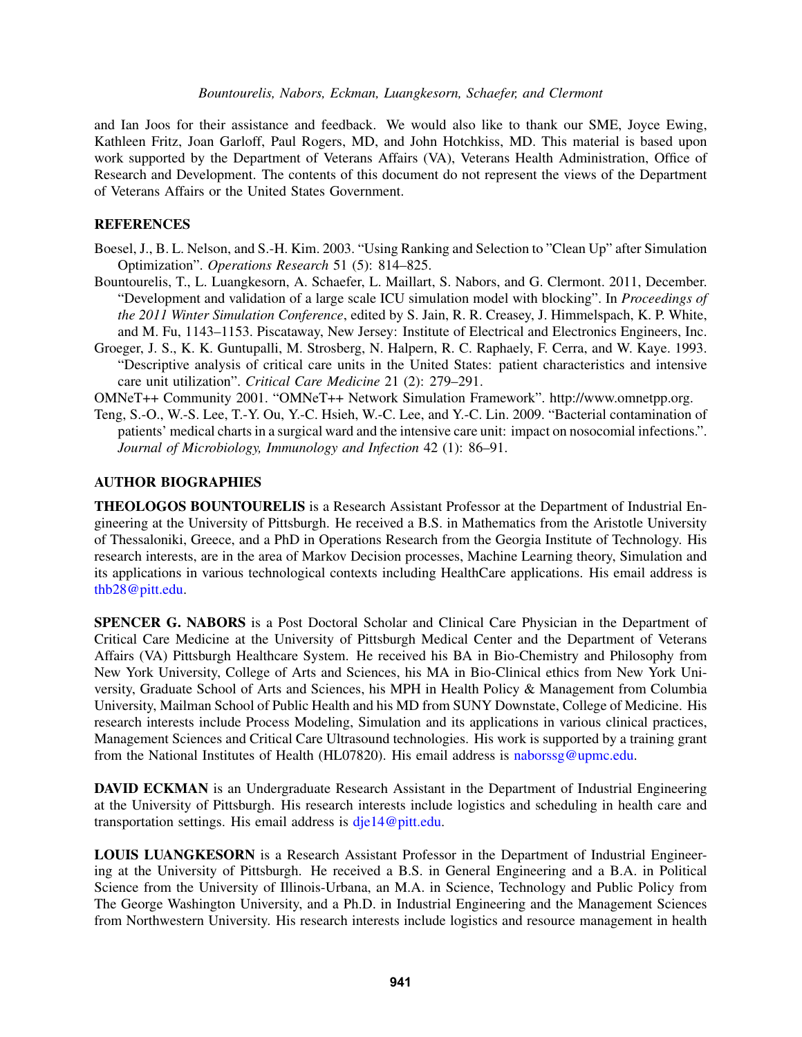and Ian Joos for their assistance and feedback. We would also like to thank our SME, Joyce Ewing, Kathleen Fritz, Joan Garloff, Paul Rogers, MD, and John Hotchkiss, MD. This material is based upon work supported by the Department of Veterans Affairs (VA), Veterans Health Administration, Office of Research and Development. The contents of this document do not represent the views of the Department of Veterans Affairs or the United States Government.

## REFERENCES

Boesel, J., B. L. Nelson, and S.-H. Kim. 2003. "Using Ranking and Selection to "Clean Up" after Simulation Optimization". *Operations Research* 51 (5): 814–825.

Bountourelis, T., L. Luangkesorn, A. Schaefer, L. Maillart, S. Nabors, and G. Clermont. 2011, December. "Development and validation of a large scale ICU simulation model with blocking". In *Proceedings of the 2011 Winter Simulation Conference*, edited by S. Jain, R. R. Creasey, J. Himmelspach, K. P. White, and M. Fu, 1143–1153. Piscataway, New Jersey: Institute of Electrical and Electronics Engineers, Inc.

Groeger, J. S., K. K. Guntupalli, M. Strosberg, N. Halpern, R. C. Raphaely, F. Cerra, and W. Kaye. 1993. "Descriptive analysis of critical care units in the United States: patient characteristics and intensive care unit utilization". *Critical Care Medicine* 21 (2): 279–291.

OMNeT++ Community 2001. "OMNeT++ Network Simulation Framework". http://www.omnetpp.org.

Teng, S.-O., W.-S. Lee, T.-Y. Ou, Y.-C. Hsieh, W.-C. Lee, and Y.-C. Lin. 2009. "Bacterial contamination of patients' medical charts in a surgical ward and the intensive care unit: impact on nosocomial infections.". *Journal of Microbiology, Immunology and Infection* 42 (1): 86–91.

## AUTHOR BIOGRAPHIES

**THEOLOGOS BOUNTOURELIS** is a Research Assistant Professor at the Department of Industrial Engineering at the University of Pittsburgh. He received a B.S. in Mathematics from the Aristotle University of Thessaloniki, Greece, and a PhD in Operations Research from the Georgia Institute of Technology. His research interests, are in the area of Markov Decision processes, Machine Learning theory, Simulation and its applications in various technological contexts including HealthCare applications. His email address is thb28@pitt.edu.

**SPENCER G. NABORS** is a Post Doctoral Scholar and Clinical Care Physician in the Department of Critical Care Medicine at the University of Pittsburgh Medical Center and the Department of Veterans Affairs (VA) Pittsburgh Healthcare System. He received his BA in Bio-Chemistry and Philosophy from New York University, College of Arts and Sciences, his MA in Bio-Clinical ethics from New York University, Graduate School of Arts and Sciences, his MPH in Health Policy & Management from Columbia University, Mailman School of Public Health and his MD from SUNY Downstate, College of Medicine. His research interests include Process Modeling, Simulation and its applications in various clinical practices, Management Sciences and Critical Care Ultrasound technologies. His work is supported by a training grant from the National Institutes of Health (HL07820). His email address is naborssg@upmc.edu.

**DAVID ECKMAN** is an Undergraduate Research Assistant in the Department of Industrial Engineering at the University of Pittsburgh. His research interests include logistics and scheduling in health care and transportation settings. His email address is dje14@pitt.edu.

**LOUIS LUANGKESORN** is a Research Assistant Professor in the Department of Industrial Engineering at the University of Pittsburgh. He received a B.S. in General Engineering and a B.A. in Political Science from the University of Illinois-Urbana, an M.A. in Science, Technology and Public Policy from The George Washington University, and a Ph.D. in Industrial Engineering and the Management Sciences from Northwestern University. His research interests include logistics and resource management in health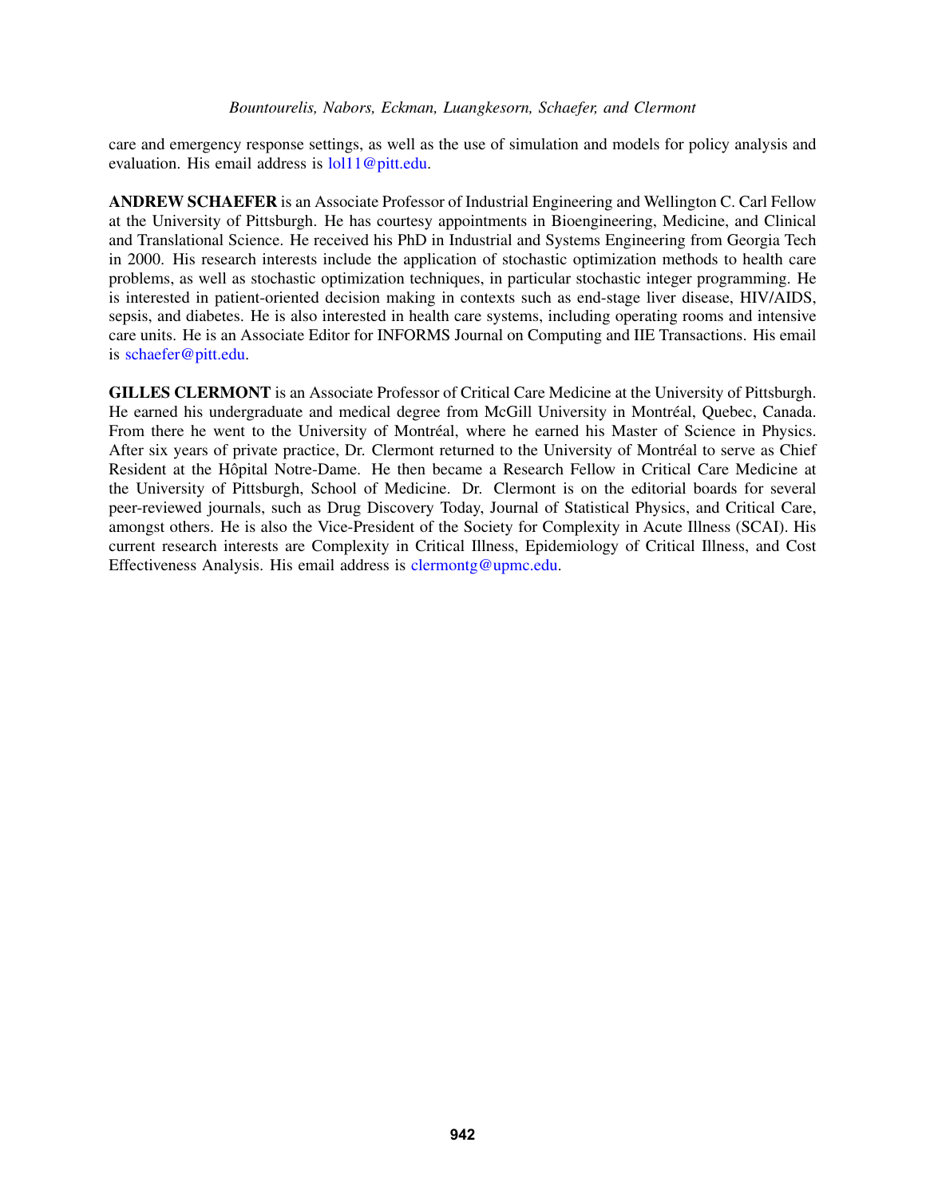care and emergency response settings, as well as the use of simulation and models for policy analysis and evaluation. His email address is lol11@pitt.edu.

**ANDREW SCHAEFER** is an Associate Professor of Industrial Engineering and Wellington C. Carl Fellow at the University of Pittsburgh. He has courtesy appointments in Bioengineering, Medicine, and Clinical and Translational Science. He received his PhD in Industrial and Systems Engineering from Georgia Tech in 2000. His research interests include the application of stochastic optimization methods to health care problems, as well as stochastic optimization techniques, in particular stochastic integer programming. He is interested in patient-oriented decision making in contexts such as end-stage liver disease, HIV/AIDS, sepsis, and diabetes. He is also interested in health care systems, including operating rooms and intensive care units. He is an Associate Editor for INFORMS Journal on Computing and IIE Transactions. His email is schaefer@pitt.edu.

**GILLES CLERMONT** is an Associate Professor of Critical Care Medicine at the University of Pittsburgh. He earned his undergraduate and medical degree from McGill University in Montréal, Quebec, Canada. From there he went to the University of Montréal, where he earned his Master of Science in Physics. After six years of private practice, Dr. Clermont returned to the University of Montréal to serve as Chief Resident at the Hôpital Notre-Dame. He then became a Research Fellow in Critical Care Medicine at the University of Pittsburgh, School of Medicine. Dr. Clermont is on the editorial boards for several peer-reviewed journals, such as Drug Discovery Today, Journal of Statistical Physics, and Critical Care, amongst others. He is also the Vice-President of the Society for Complexity in Acute Illness (SCAI). His current research interests are Complexity in Critical Illness, Epidemiology of Critical Illness, and Cost Effectiveness Analysis. His email address is clermontg@upmc.edu.